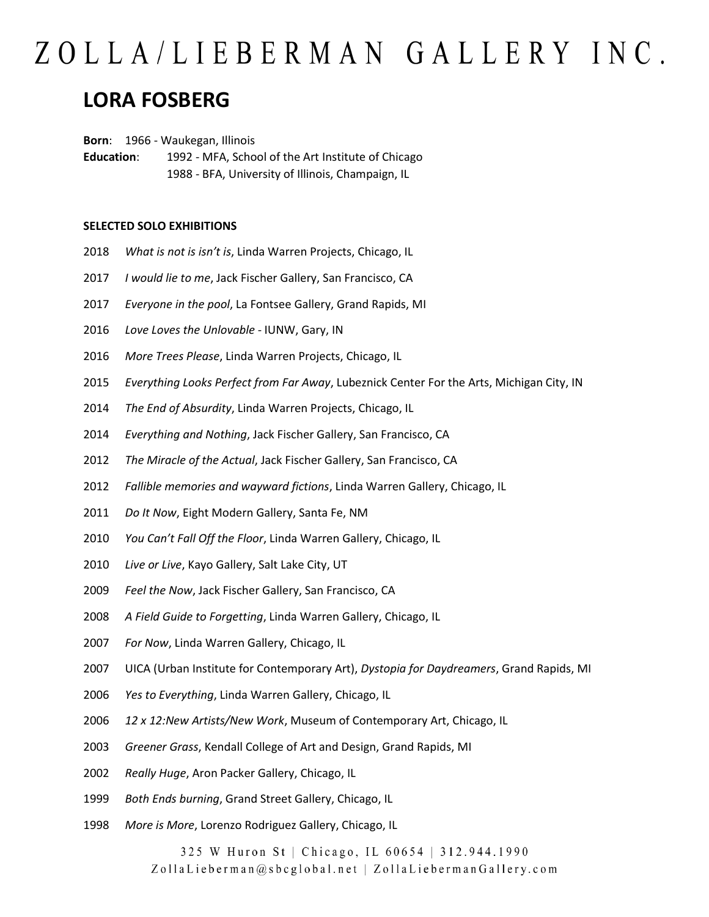# ZOLLA/LIEBERMAN GALLERY INC.

## LORA FOSBERG

**Born**: 1966 - Waukegan, Illinois

**Education**: 1992 - MFA, School of the Art Institute of Chicago
1988 - BFA, University of Illinois, Champaign, IL

### SELECTED SOLO EXHIBITIONS

2018 *What is not is isn't is*, Linda Warren Projects, Chicago, IL

2017 *I would lie to me*, Jack Fischer Gallery, San Francisco, CA

2017 *Everyone in the pool*, La Fontsee Gallery, Grand Rapids, MI

2016 *Love Loves the Unlovable* - IUNW, Gary, IN

2016 *More Trees Please*, Linda Warren Projects, Chicago, IL

2015 *Everything Looks Perfect from Far Away*, Lubeznick Center For the Arts, Michigan City, IN

2014 *The End of Absurdity*, Linda Warren Projects, Chicago, IL

2014 *Everything and Nothing*, Jack Fischer Gallery, San Francisco, CA

2012 *The Miracle of the Actual*, Jack Fischer Gallery, San Francisco, CA

2012 *Fallible memories and wayward fictions*, Linda Warren Gallery, Chicago, IL

2011 *Do It Now*, Eight Modern Gallery, Santa Fe, NM

2010 *You Can't Fall Off the Floor*, Linda Warren Gallery, Chicago, IL

2010 *Live or Live*, Kayo Gallery, Salt Lake City, UT

2009 *Feel the Now*, Jack Fischer Gallery, San Francisco, CA

2008 *A Field Guide to Forgetting*, Linda Warren Gallery, Chicago, IL

2007 *For Now*, Linda Warren Gallery, Chicago, IL

2007 UICA (Urban Institute for Contemporary Art), *Dystopia for Daydreamers*, Grand Rapids, MI

2006 *Yes to Everything*, Linda Warren Gallery, Chicago, IL

2006 *12 x 12:New Artists/New Work*, Museum of Contemporary Art, Chicago, IL

2003 *Greener Grass*, Kendall College of Art and Design, Grand Rapids, MI

2002 *Really Huge*, Aron Packer Gallery, Chicago, IL

1999 *Both Ends burning*, Grand Street Gallery, Chicago, IL

1998 *More is More*, Lorenzo Rodriguez Gallery, Chicago, IL

325 W Huron St | Chicago, IL 60654 | 312.944.1990
ZollaLieberman@sbcglobal.net | ZollaLiebermanGallery.com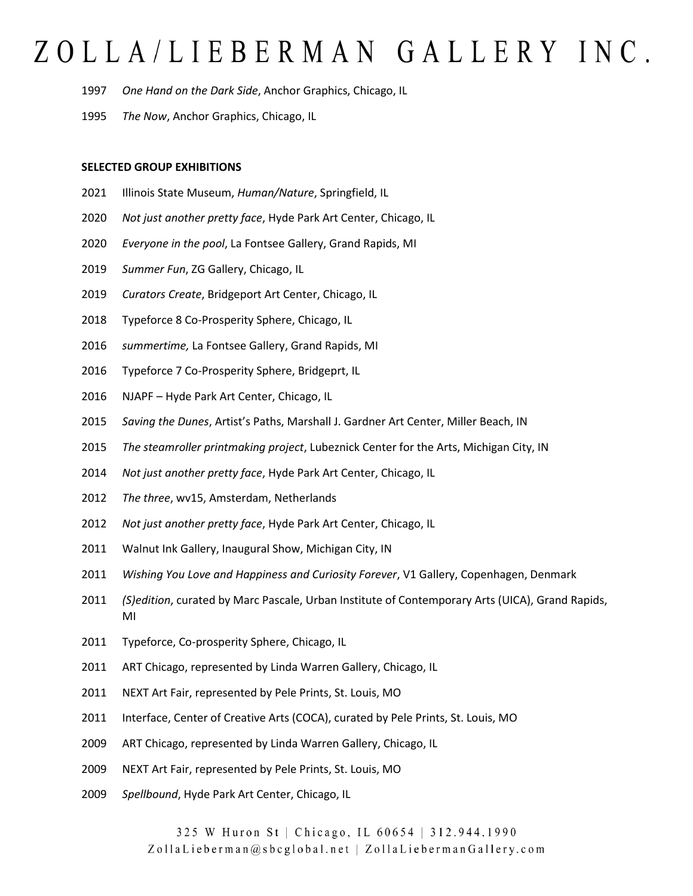1997 *One Hand on the Dark Side*, Anchor Graphics, Chicago, IL

1995 *The Now*, Anchor Graphics, Chicago, IL

**SELECTED GROUP EXHIBITIONS**

2021 Illinois State Museum, *Human/Nature*, Springfield, IL

2020 *Not just another pretty face*, Hyde Park Art Center, Chicago, IL

2020 *Everyone in the pool*, La Fontsee Gallery, Grand Rapids, MI

2019 *Summer Fun*, ZG Gallery, Chicago, IL

2019 *Curators Create*, Bridgeport Art Center, Chicago, IL

2018 Typeforce 8 Co-Prosperity Sphere, Chicago, IL

2016 *summertime,* La Fontsee Gallery, Grand Rapids, MI

2016 Typeforce 7 Co-Prosperity Sphere, Bridgeprt, IL

2016 NJAPF – Hyde Park Art Center, Chicago, IL

2015 *Saving the Dunes*, Artist's Paths, Marshall J. Gardner Art Center, Miller Beach, IN

2015 *The steamroller printmaking project*, Lubeznick Center for the Arts, Michigan City, IN

2014 *Not just another pretty face*, Hyde Park Art Center, Chicago, IL

2012 *The three*, wv15, Amsterdam, Netherlands

2012 *Not just another pretty face*, Hyde Park Art Center, Chicago, IL

2011 Walnut Ink Gallery, Inaugural Show, Michigan City, IN

2011 *Wishing You Love and Happiness and Curiosity Forever*, V1 Gallery, Copenhagen, Denmark

2011 *(S)edition*, curated by Marc Pascale, Urban Institute of Contemporary Arts (UICA), Grand Rapids, MI

2011 Typeforce, Co-prosperity Sphere, Chicago, IL

2011 ART Chicago, represented by Linda Warren Gallery, Chicago, IL

2011 NEXT Art Fair, represented by Pele Prints, St. Louis, MO

2011 Interface, Center of Creative Arts (COCA), curated by Pele Prints, St. Louis, MO

2009 ART Chicago, represented by Linda Warren Gallery, Chicago, IL

2009 NEXT Art Fair, represented by Pele Prints, St. Louis, MO

2009 *Spellbound*, Hyde Park Art Center, Chicago, IL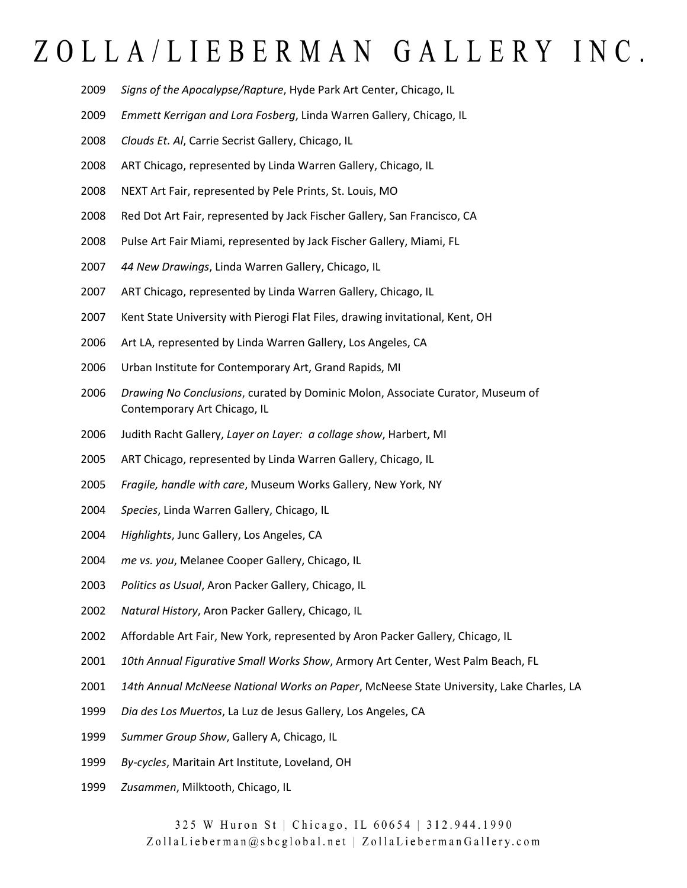2009 *Signs of the Apocalypse/Rapture*, Hyde Park Art Center, Chicago, IL

2009 *Emmett Kerrigan and Lora Fosberg*, Linda Warren Gallery, Chicago, IL

2008 *Clouds Et. Al*, Carrie Secrist Gallery, Chicago, IL

2008 ART Chicago, represented by Linda Warren Gallery, Chicago, IL

2008 NEXT Art Fair, represented by Pele Prints, St. Louis, MO

2008 Red Dot Art Fair, represented by Jack Fischer Gallery, San Francisco, CA

2008 Pulse Art Fair Miami, represented by Jack Fischer Gallery, Miami, FL

2007 *44 New Drawings*, Linda Warren Gallery, Chicago, IL

2007 ART Chicago, represented by Linda Warren Gallery, Chicago, IL

2007 Kent State University with Pierogi Flat Files, drawing invitational, Kent, OH

2006 Art LA, represented by Linda Warren Gallery, Los Angeles, CA

2006 Urban Institute for Contemporary Art, Grand Rapids, MI

2006 *Drawing No Conclusions*, curated by Dominic Molon, Associate Curator, Museum of Contemporary Art Chicago, IL

2006 Judith Racht Gallery, *Layer on Layer: a collage show*, Harbert, MI

2005 ART Chicago, represented by Linda Warren Gallery, Chicago, IL

2005 *Fragile, handle with care*, Museum Works Gallery, New York, NY

2004 *Species*, Linda Warren Gallery, Chicago, IL

2004 *Highlights*, Junc Gallery, Los Angeles, CA

2004 *me vs. you*, Melanee Cooper Gallery, Chicago, IL

2003 *Politics as Usual*, Aron Packer Gallery, Chicago, IL

2002 *Natural History*, Aron Packer Gallery, Chicago, IL

2002 Affordable Art Fair, New York, represented by Aron Packer Gallery, Chicago, IL

2001 *10th Annual Figurative Small Works Show*, Armory Art Center, West Palm Beach, FL

2001 *14th Annual McNeese National Works on Paper*, McNeese State University, Lake Charles, LA

1999 *Dia des Los Muertos*, La Luz de Jesus Gallery, Los Angeles, CA

1999 *Summer Group Show*, Gallery A, Chicago, IL

1999 *By-cycles*, Maritain Art Institute, Loveland, OH

1999 *Zusammen*, Milktooth, Chicago, IL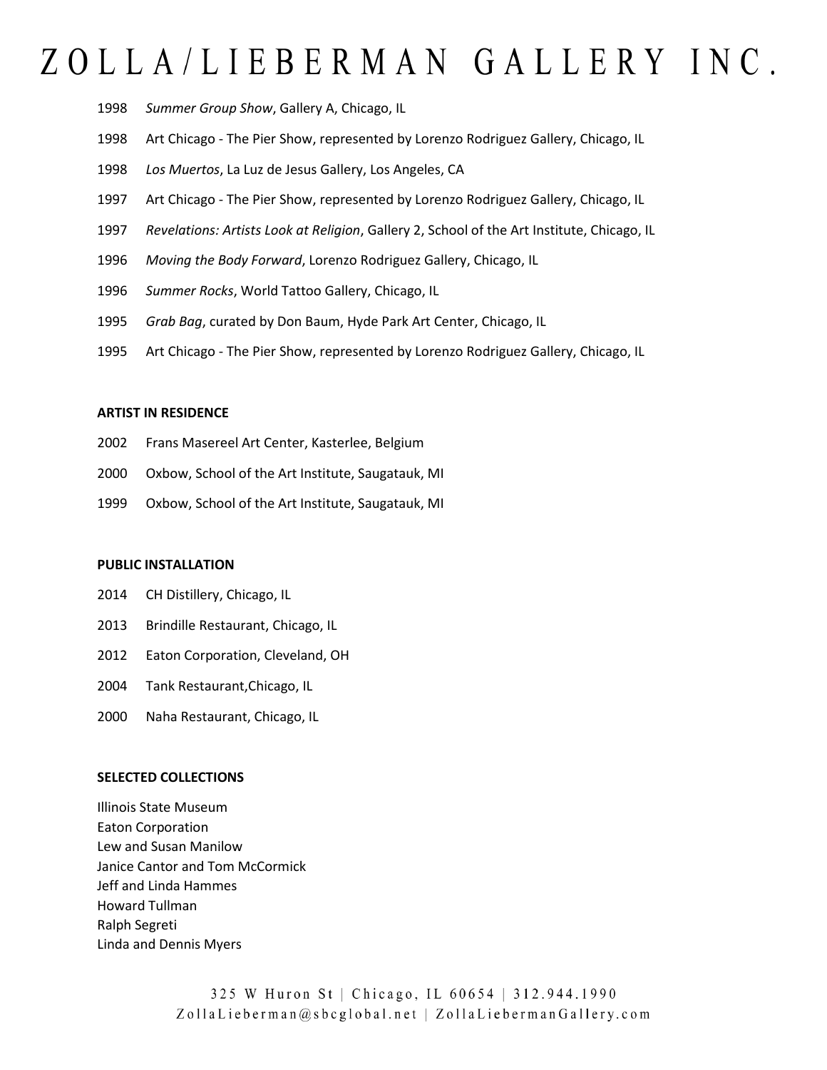1998 *Summer Group Show*, Gallery A, Chicago, IL

1998 Art Chicago - The Pier Show, represented by Lorenzo Rodriguez Gallery, Chicago, IL

1998 *Los Muertos*, La Luz de Jesus Gallery, Los Angeles, CA

1997 Art Chicago - The Pier Show, represented by Lorenzo Rodriguez Gallery, Chicago, IL

1997 *Revelations: Artists Look at Religion*, Gallery 2, School of the Art Institute, Chicago, IL

1996 *Moving the Body Forward*, Lorenzo Rodriguez Gallery, Chicago, IL

1996 *Summer Rocks*, World Tattoo Gallery, Chicago, IL

1995 *Grab Bag*, curated by Don Baum, Hyde Park Art Center, Chicago, IL

1995 Art Chicago - The Pier Show, represented by Lorenzo Rodriguez Gallery, Chicago, IL

**ARTIST IN RESIDENCE**

2002 Frans Masereel Art Center, Kasterlee, Belgium

2000 Oxbow, School of the Art Institute, Saugatauk, MI

1999 Oxbow, School of the Art Institute, Saugatauk, MI

**PUBLIC INSTALLATION**

2014 CH Distillery, Chicago, IL

2013 Brindille Restaurant, Chicago, IL

2012 Eaton Corporation, Cleveland, OH

2004 Tank Restaurant,Chicago, IL

2000 Naha Restaurant, Chicago, IL

**SELECTED COLLECTIONS**

Illinois State Museum
Eaton Corporation
Lew and Susan Manilow
Janice Cantor and Tom McCormick
Jeff and Linda Hammes
Howard Tullman
Ralph Segreti
Linda and Dennis Myers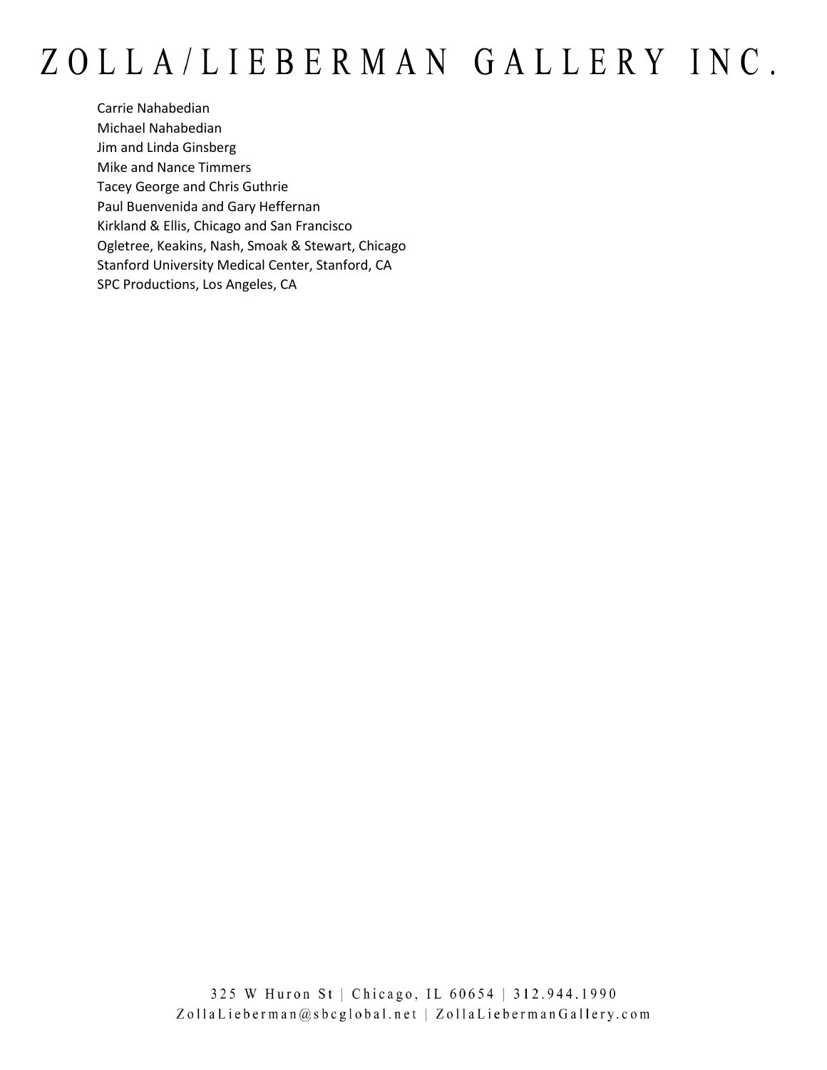Carrie Nahabedian
Michael Nahabedian
Jim and Linda Ginsberg
Mike and Nance Timmers
Tacey George and Chris Guthrie
Paul Buenvenida and Gary Heffernan
Kirkland & Ellis, Chicago and San Francisco
Ogletree, Keakins, Nash, Smoak & Stewart, Chicago
Stanford University Medical Center, Stanford, CA
SPC Productions, Los Angeles, CA